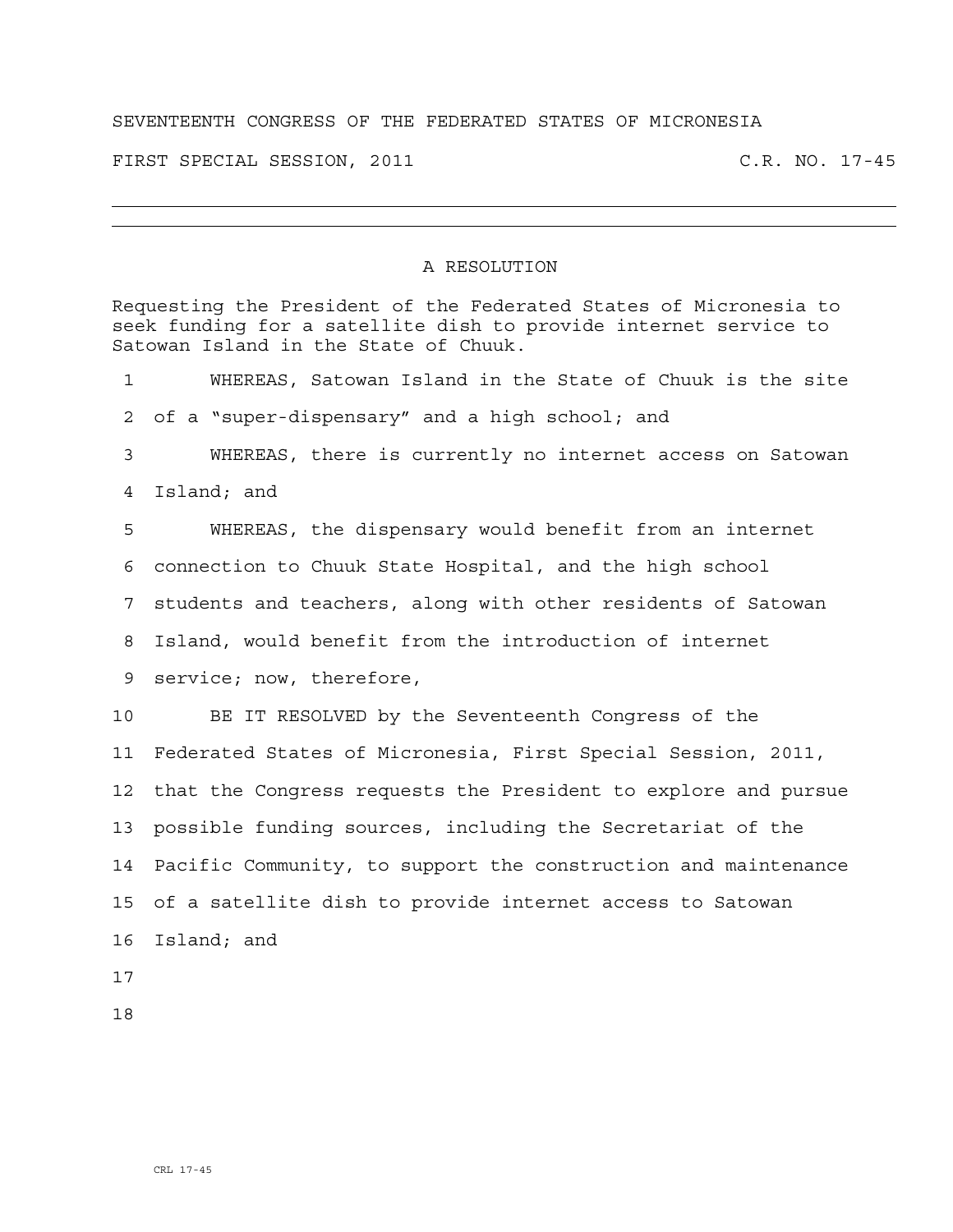SEVENTEENTH CONGRESS OF THE FEDERATED STATES OF MICRONESIA

FIRST SPECIAL SESSION, 2011 C.R. NO. 17-45

---

## A RESOLUTION

Requesting the President of the Federated States of Micronesia to seek funding for a satellite dish to provide internet service to Satowan Island in the State of Chuuk.

WHEREAS, Satowan Island in the State of Chuuk is the site of a "super-dispensary" and a high school; and

WHEREAS, there is currently no internet access on Satowan Island; and

WHEREAS, the dispensary would benefit from an internet connection to Chuuk State Hospital, and the high school students and teachers, along with other residents of Satowan Island, would benefit from the introduction of internet service; now, therefore,

BE IT RESOLVED by the Seventeenth Congress of the Federated States of Micronesia, First Special Session, 2011, that the Congress requests the President to explore and pursue possible funding sources, including the Secretariat of the Pacific Community, to support the construction and maintenance of a satellite dish to provide internet access to Satowan Island; and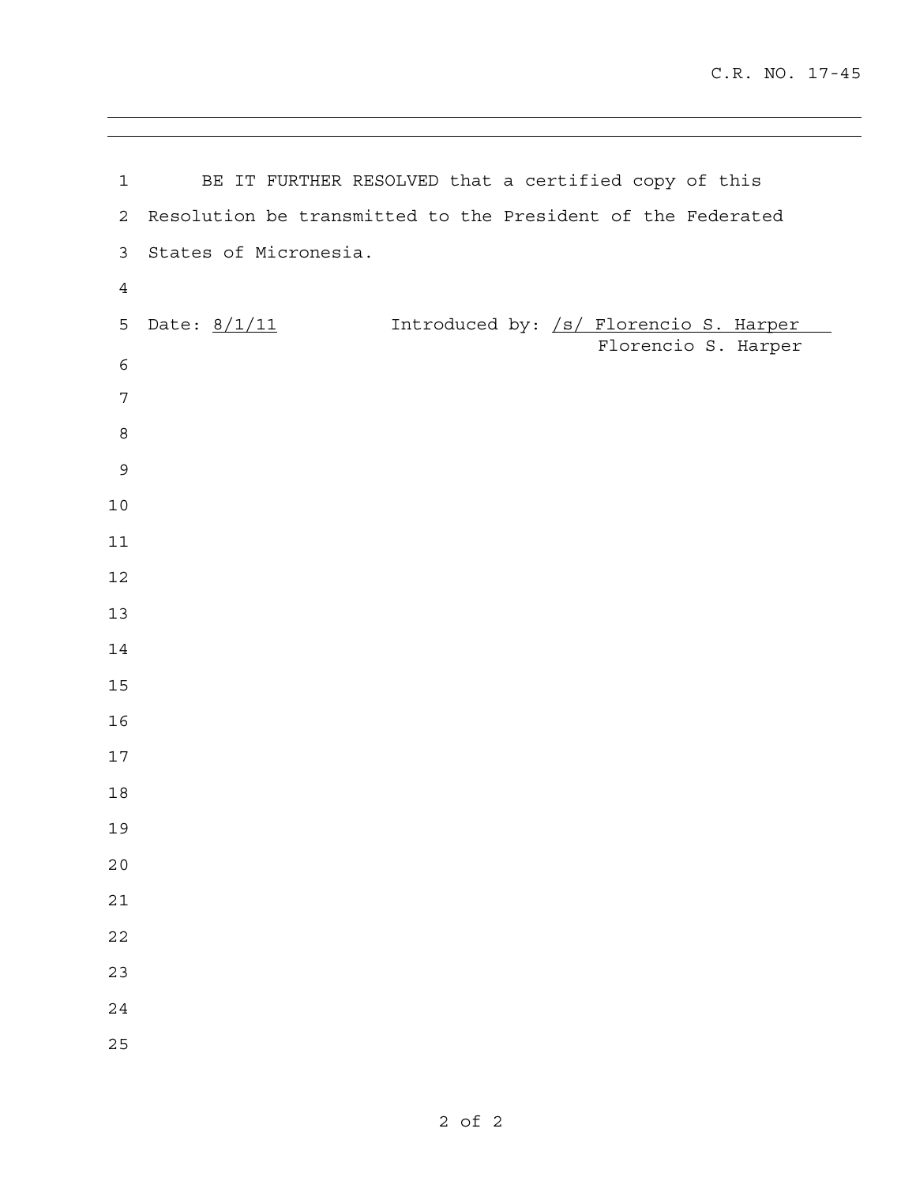BE IT FURTHER RESOLVED that a certified copy of this Resolution be transmitted to the President of the Federated States of Micronesia.

Date: 8/1/11 Introduced by: /s/ Florencio S. Harper
Florencio S. Harper